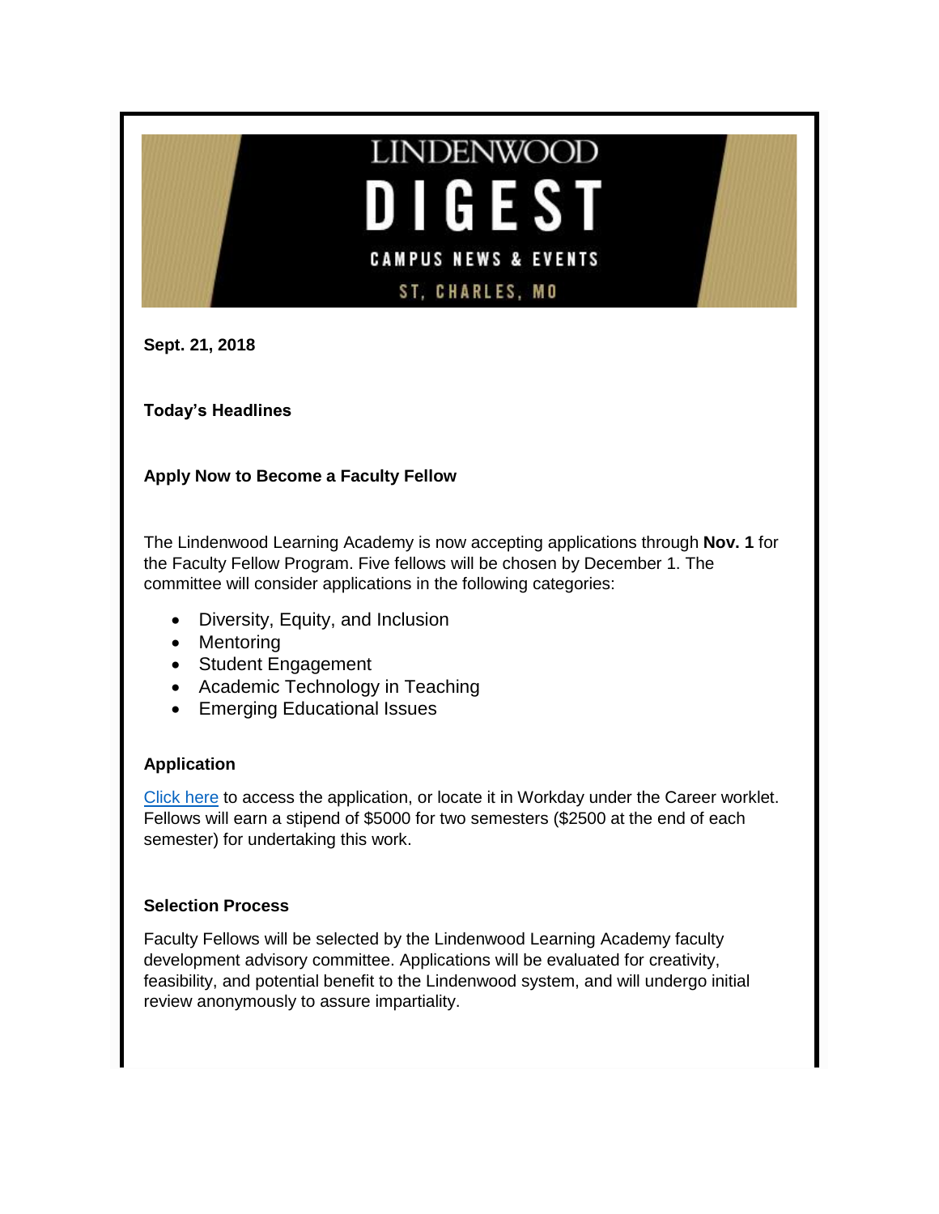# LINDENWOOD DIGEST

CAMPUS NEWS & EVENTS

ST. CHARLES, MO

**Sept. 21, 2018**

**Today's Headlines**

## Apply Now to Become a Faculty Fellow

The Lindenwood Learning Academy is now accepting applications through **Nov. 1** for the Faculty Fellow Program. Five fellows will be chosen by December 1. The committee will consider applications in the following categories:

- Diversity, Equity, and Inclusion
- Mentoring
- Student Engagement
- Academic Technology in Teaching
- Emerging Educational Issues

### Application

Click here to access the application, or locate it in Workday under the Career worklet. Fellows will earn a stipend of $5000 for two semesters ($2500 at the end of each semester) for undertaking this work.

### Selection Process

Faculty Fellows will be selected by the Lindenwood Learning Academy faculty development advisory committee. Applications will be evaluated for creativity, feasibility, and potential benefit to the Lindenwood system, and will undergo initial review anonymously to assure impartiality.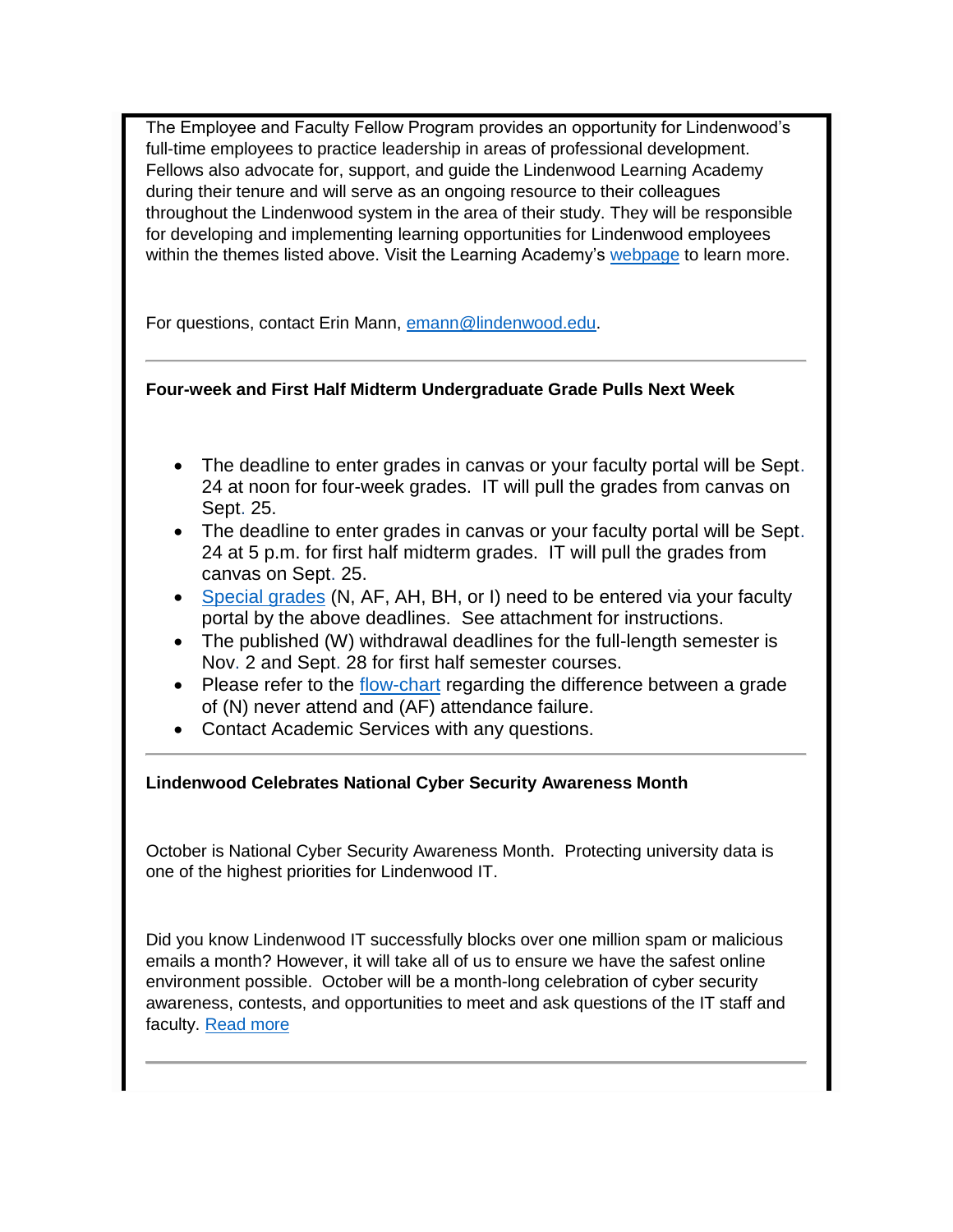The Employee and Faculty Fellow Program provides an opportunity for Lindenwood's full-time employees to practice leadership in areas of professional development. Fellows also advocate for, support, and guide the Lindenwood Learning Academy during their tenure and will serve as an ongoing resource to their colleagues throughout the Lindenwood system in the area of their study. They will be responsible for developing and implementing learning opportunities for Lindenwood employees within the themes listed above. Visit the Learning Academy's webpage to learn more.

For questions, contact Erin Mann, emann@lindenwood.edu.

---

**Four-week and First Half Midterm Undergraduate Grade Pulls Next Week**

- The deadline to enter grades in canvas or your faculty portal will be Sept. 24 at noon for four-week grades. IT will pull the grades from canvas on Sept. 25.
- The deadline to enter grades in canvas or your faculty portal will be Sept. 24 at 5 p.m. for first half midterm grades. IT will pull the grades from canvas on Sept. 25.
- Special grades (N, AF, AH, BH, or I) need to be entered via your faculty portal by the above deadlines. See attachment for instructions.
- The published (W) withdrawal deadlines for the full-length semester is Nov. 2 and Sept. 28 for first half semester courses.
- Please refer to the flow-chart regarding the difference between a grade of (N) never attend and (AF) attendance failure.
- Contact Academic Services with any questions.

---

**Lindenwood Celebrates National Cyber Security Awareness Month**

October is National Cyber Security Awareness Month. Protecting university data is one of the highest priorities for Lindenwood IT.

Did you know Lindenwood IT successfully blocks over one million spam or malicious emails a month? However, it will take all of us to ensure we have the safest online environment possible. October will be a month-long celebration of cyber security awareness, contests, and opportunities to meet and ask questions of the IT staff and faculty. Read more

---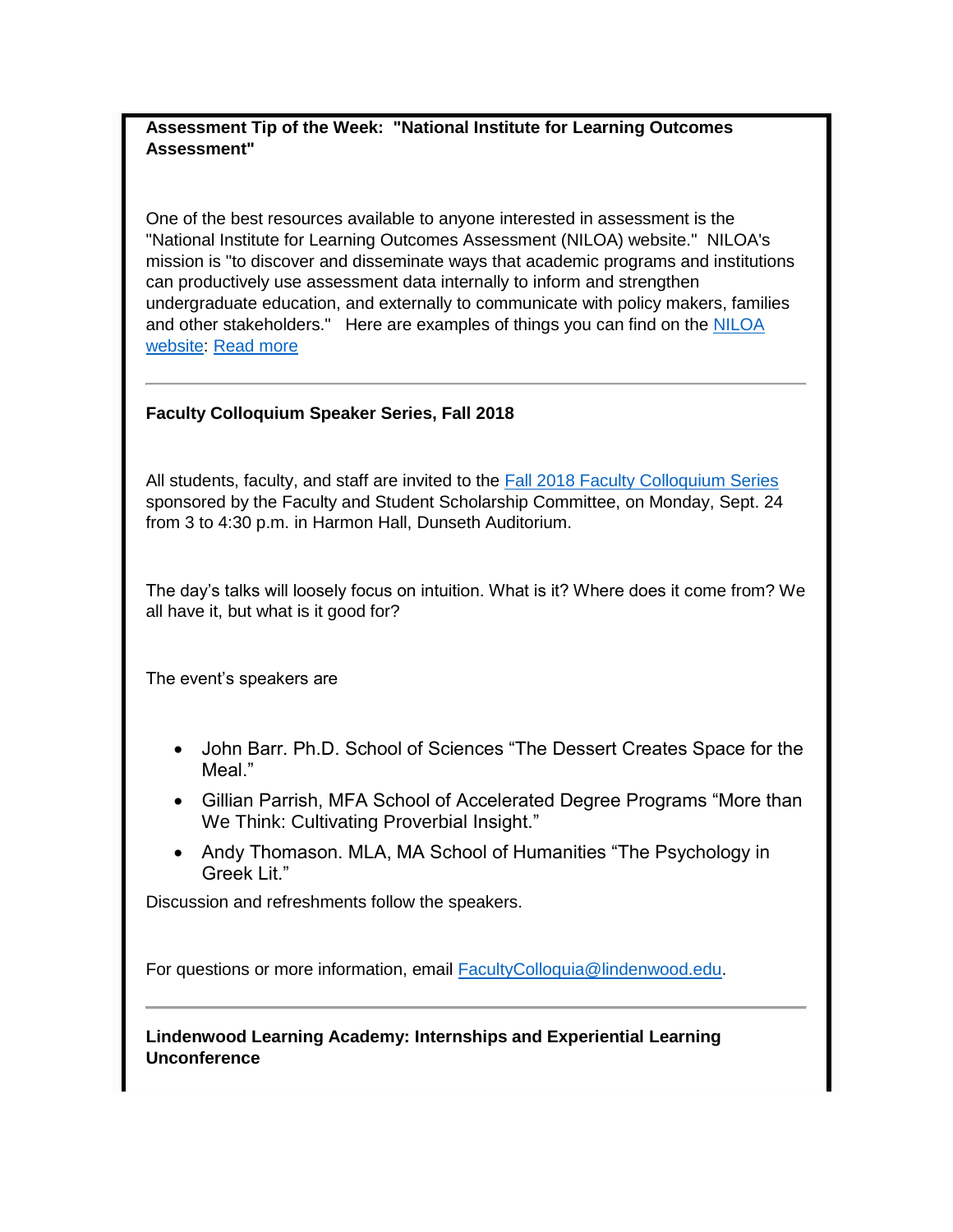**Assessment Tip of the Week: "National Institute for Learning Outcomes Assessment"**

One of the best resources available to anyone interested in assessment is the "National Institute for Learning Outcomes Assessment (NILOA) website." NILOA's mission is "to discover and disseminate ways that academic programs and institutions can productively use assessment data internally to inform and strengthen undergraduate education, and externally to communicate with policy makers, families and other stakeholders." Here are examples of things you can find on the NILOA website: Read more

---

**Faculty Colloquium Speaker Series, Fall 2018**

All students, faculty, and staff are invited to the Fall 2018 Faculty Colloquium Series sponsored by the Faculty and Student Scholarship Committee, on Monday, Sept. 24 from 3 to 4:30 p.m. in Harmon Hall, Dunseth Auditorium.

The day's talks will loosely focus on intuition. What is it? Where does it come from? We all have it, but what is it good for?

The event's speakers are

- John Barr. Ph.D. School of Sciences "The Dessert Creates Space for the Meal."
- Gillian Parrish, MFA School of Accelerated Degree Programs "More than We Think: Cultivating Proverbial Insight."
- Andy Thomason. MLA, MA School of Humanities "The Psychology in Greek Lit."

Discussion and refreshments follow the speakers.

For questions or more information, email FacultyColloquia@lindenwood.edu.

---

**Lindenwood Learning Academy: Internships and Experiential Learning Unconference**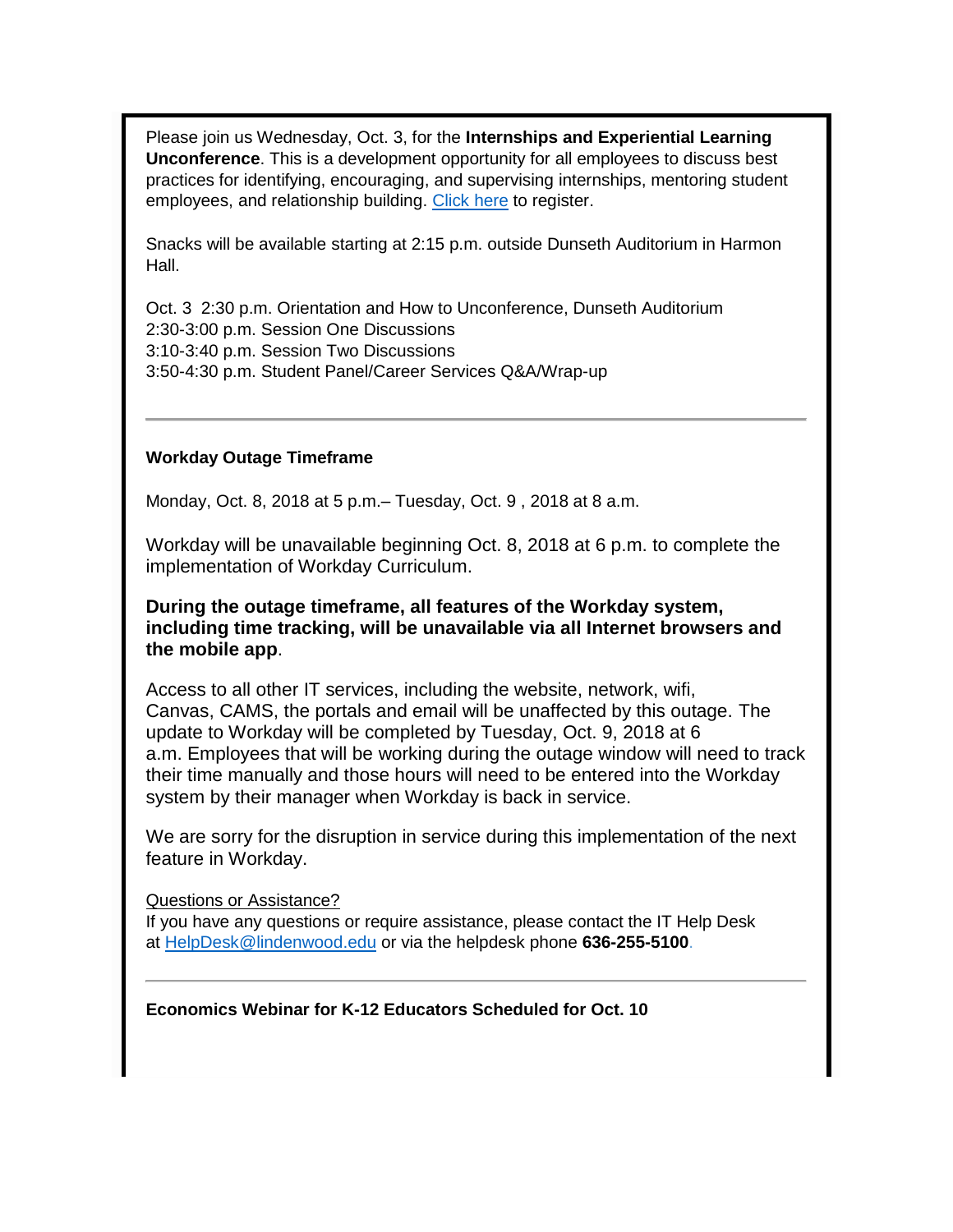Please join us Wednesday, Oct. 3, for the **Internships and Experiential Learning Unconference**. This is a development opportunity for all employees to discuss best practices for identifying, encouraging, and supervising internships, mentoring student employees, and relationship building. Click here to register.

Snacks will be available starting at 2:15 p.m. outside Dunseth Auditorium in Harmon Hall.

Oct. 3  2:30 p.m. Orientation and How to Unconference, Dunseth Auditorium
2:30-3:00 p.m. Session One Discussions
3:10-3:40 p.m. Session Two Discussions
3:50-4:30 p.m. Student Panel/Career Services Q&A/Wrap-up

---

**Workday Outage Timeframe**

Monday, Oct. 8, 2018 at 5 p.m.– Tuesday, Oct. 9 , 2018 at 8 a.m.

Workday will be unavailable beginning Oct. 8, 2018 at 6 p.m. to complete the implementation of Workday Curriculum.

**During the outage timeframe, all features of the Workday system, including time tracking, will be unavailable via all Internet browsers and the mobile app**.

Access to all other IT services, including the website, network, wifi, Canvas, CAMS, the portals and email will be unaffected by this outage. The update to Workday will be completed by Tuesday, Oct. 9, 2018 at 6 a.m. Employees that will be working during the outage window will need to track their time manually and those hours will need to be entered into the Workday system by their manager when Workday is back in service.

We are sorry for the disruption in service during this implementation of the next feature in Workday.

Questions or Assistance?
If you have any questions or require assistance, please contact the IT Help Desk at HelpDesk@lindenwood.edu or via the helpdesk phone **636-255-5100**.

---

**Economics Webinar for K-12 Educators Scheduled for Oct. 10**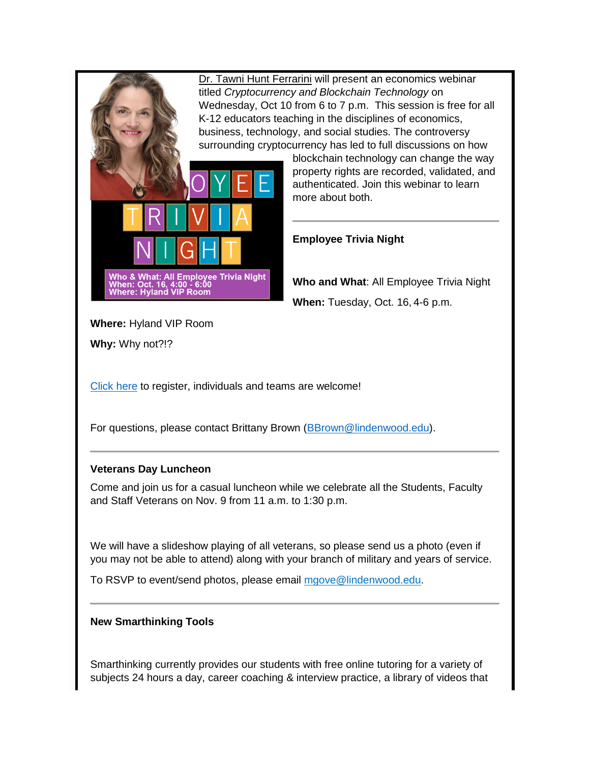Dr. Tawni Hunt Ferrarini will present an economics webinar titled *Cryptocurrency and Blockchain Technology* on Wednesday, Oct 10 from 6 to 7 p.m.  This session is free for all K-12 educators teaching in the disciplines of economics, business, technology, and social studies. The controversy surrounding cryptocurrency has led to full discussions on how blockchain technology can change the way property rights are recorded, validated, and authenticated. Join this webinar to learn more about both.

---

**Employee Trivia Night**

**Who and What**: All Employee Trivia Night

**When:** Tuesday, Oct. 16, 4-6 p.m.

**Where:** Hyland VIP Room

**Why:** Why not?!?

Click here to register, individuals and teams are welcome!

For questions, please contact Brittany Brown (BBrown@lindenwood.edu).

---

**Veterans Day Luncheon**

Come and join us for a casual luncheon while we celebrate all the Students, Faculty and Staff Veterans on Nov. 9 from 11 a.m. to 1:30 p.m.

We will have a slideshow playing of all veterans, so please send us a photo (even if you may not be able to attend) along with your branch of military and years of service.

To RSVP to event/send photos, please email mgove@lindenwood.edu.

---

**New Smarthinking Tools**

Smarthinking currently provides our students with free online tutoring for a variety of subjects 24 hours a day, career coaching & interview practice, a library of videos that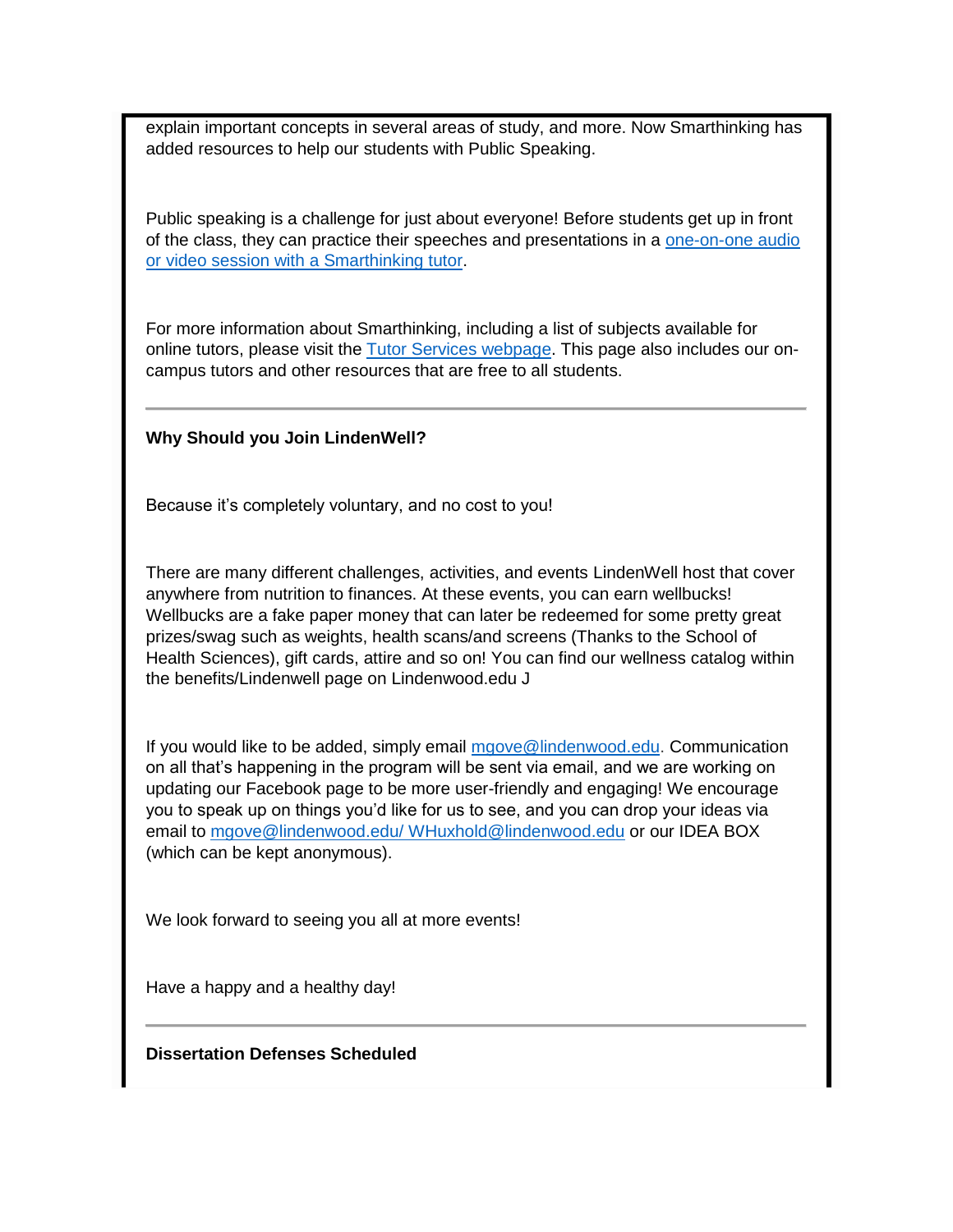explain important concepts in several areas of study, and more. Now Smarthinking has added resources to help our students with Public Speaking.

Public speaking is a challenge for just about everyone! Before students get up in front of the class, they can practice their speeches and presentations in a [one-on-one audio or video session with a Smarthinking tutor](#).

For more information about Smarthinking, including a list of subjects available for online tutors, please visit the [Tutor Services webpage](#). This page also includes our on-campus tutors and other resources that are free to all students.

---

**Why Should you Join LindenWell?**

Because it's completely voluntary, and no cost to you!

There are many different challenges, activities, and events LindenWell host that cover anywhere from nutrition to finances. At these events, you can earn wellbucks! Wellbucks are a fake paper money that can later be redeemed for some pretty great prizes/swag such as weights, health scans/and screens (Thanks to the School of Health Sciences), gift cards, attire and so on! You can find our wellness catalog within the benefits/Lindenwell page on Lindenwood.edu J

If you would like to be added, simply email [mgove@lindenwood.edu](mailto:mgove@lindenwood.edu). Communication on all that's happening in the program will be sent via email, and we are working on updating our Facebook page to be more user-friendly and engaging! We encourage you to speak up on things you'd like for us to see, and you can drop your ideas via email to [mgove@lindenwood.edu/ WHuxhold@lindenwood.edu](#) or our IDEA BOX (which can be kept anonymous).

We look forward to seeing you all at more events!

Have a happy and a healthy day!

---

**Dissertation Defenses Scheduled**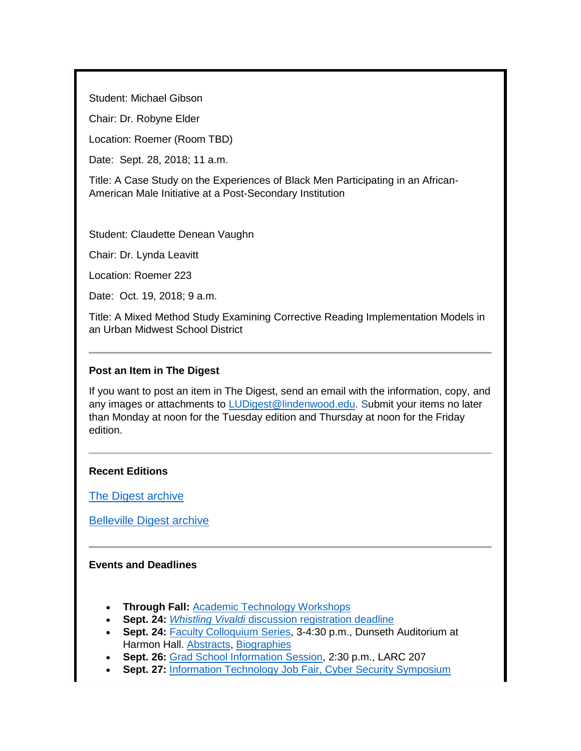Student: Michael Gibson

Chair: Dr. Robyne Elder

Location: Roemer (Room TBD)

Date: Sept. 28, 2018; 11 a.m.

Title: A Case Study on the Experiences of Black Men Participating in an African-American Male Initiative at a Post-Secondary Institution

Student: Claudette Denean Vaughn

Chair: Dr. Lynda Leavitt

Location: Roemer 223

Date: Oct. 19, 2018; 9 a.m.

Title: A Mixed Method Study Examining Corrective Reading Implementation Models in an Urban Midwest School District

---

**Post an Item in The Digest**

If you want to post an item in The Digest, send an email with the information, copy, and any images or attachments to LUDigest@lindenwood.edu. Submit your items no later than Monday at noon for the Tuesday edition and Thursday at noon for the Friday edition.

---

**Recent Editions**

The Digest archive

Belleville Digest archive

---

**Events and Deadlines**

- **Through Fall:** Academic Technology Workshops
- **Sept. 24:** *Whistling Vivaldi* discussion registration deadline
- **Sept. 24:** Faculty Colloquium Series, 3-4:30 p.m., Dunseth Auditorium at Harmon Hall. Abstracts, Biographies
- **Sept. 26:** Grad School Information Session, 2:30 p.m., LARC 207
- **Sept. 27:** Information Technology Job Fair, Cyber Security Symposium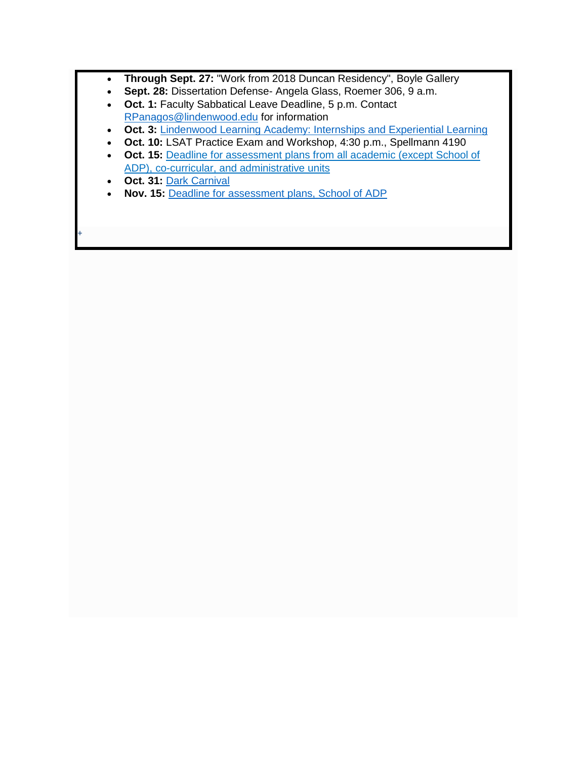- **Through Sept. 27:** "Work from 2018 Duncan Residency", Boyle Gallery
- **Sept. 28:** Dissertation Defense- Angela Glass, Roemer 306, 9 a.m.
- **Oct. 1:** Faculty Sabbatical Leave Deadline, 5 p.m. Contact RPanagos@lindenwood.edu for information
- **Oct. 3:** Lindenwood Learning Academy: Internships and Experiential Learning
- **Oct. 10:** LSAT Practice Exam and Workshop, 4:30 p.m., Spellmann 4190
- **Oct. 15:** Deadline for assessment plans from all academic (except School of ADP), co-curricular, and administrative units
- **Oct. 31:** Dark Carnival
- **Nov. 15:** Deadline for assessment plans, School of ADP

+